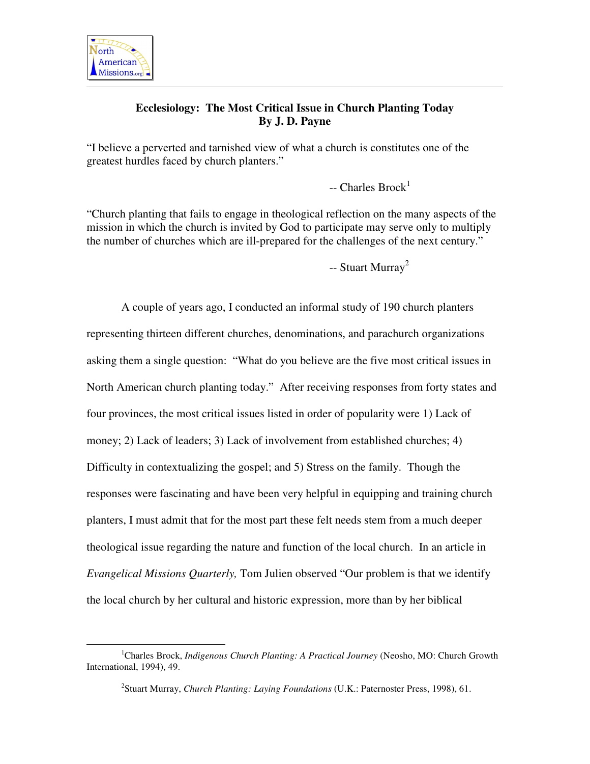# Ecclesiology: The Most Critical Issue in Church Planting Today
## By J. D. Payne

"I believe a perverted and tarnished view of what a church is constitutes one of the greatest hurdles faced by church planters."

-- Charles Brock[1]

"Church planting that fails to engage in theological reflection on the many aspects of the mission in which the church is invited by God to participate may serve only to multiply the number of churches which are ill-prepared for the challenges of the next century."

-- Stuart Murray[2]

A couple of years ago, I conducted an informal study of 190 church planters representing thirteen different churches, denominations, and parachurch organizations asking them a single question: "What do you believe are the five most critical issues in North American church planting today." After receiving responses from forty states and four provinces, the most critical issues listed in order of popularity were 1) Lack of money; 2) Lack of leaders; 3) Lack of involvement from established churches; 4) Difficulty in contextualizing the gospel; and 5) Stress on the family. Though the responses were fascinating and have been very helpful in equipping and training church planters, I must admit that for the most part these felt needs stem from a much deeper theological issue regarding the nature and function of the local church. In an article in *Evangelical Missions Quarterly,* Tom Julien observed "Our problem is that we identify the local church by her cultural and historic expression, more than by her biblical

---

[1]Charles Brock, *Indigenous Church Planting: A Practical Journey* (Neosho, MO: Church Growth International, 1994), 49.

[2]Stuart Murray, *Church Planting: Laying Foundations* (U.K.: Paternoster Press, 1998), 61.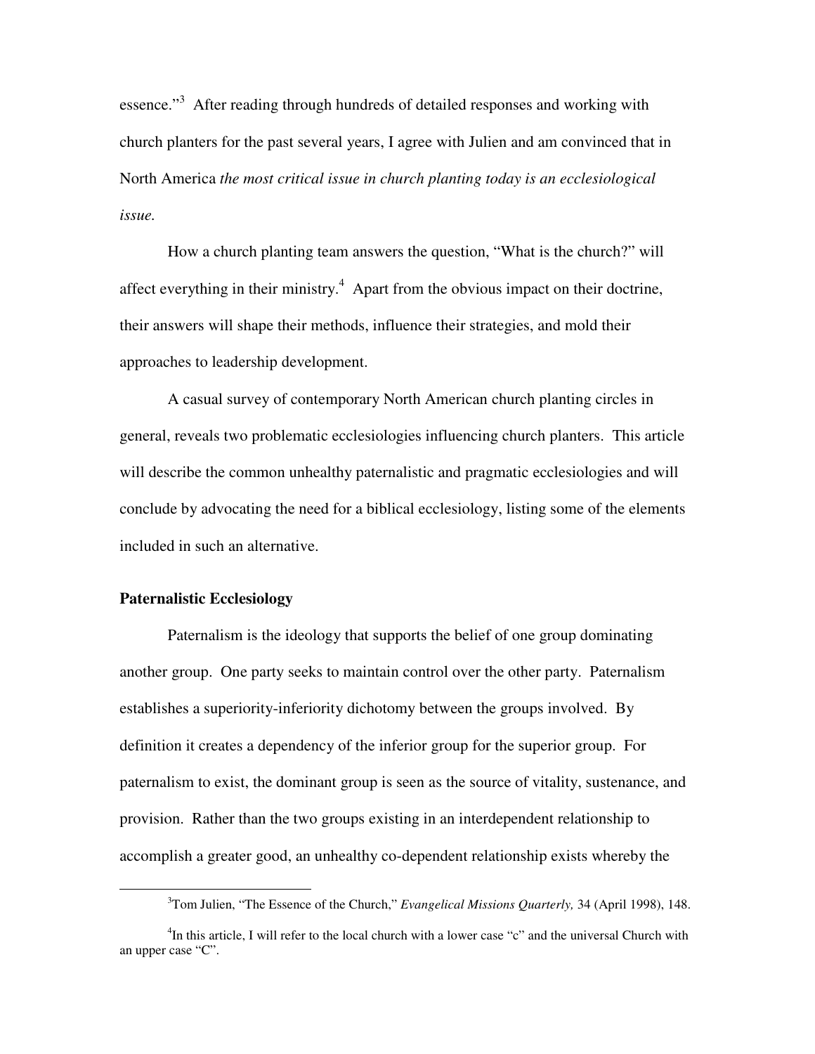essence."[3] After reading through hundreds of detailed responses and working with church planters for the past several years, I agree with Julien and am convinced that in North America *the most critical issue in church planting today is an ecclesiological issue.*

How a church planting team answers the question, "What is the church?" will affect everything in their ministry.[4] Apart from the obvious impact on their doctrine, their answers will shape their methods, influence their strategies, and mold their approaches to leadership development.

A casual survey of contemporary North American church planting circles in general, reveals two problematic ecclesiologies influencing church planters. This article will describe the common unhealthy paternalistic and pragmatic ecclesiologies and will conclude by advocating the need for a biblical ecclesiology, listing some of the elements included in such an alternative.

**Paternalistic Ecclesiology**

Paternalism is the ideology that supports the belief of one group dominating another group. One party seeks to maintain control over the other party. Paternalism establishes a superiority-inferiority dichotomy between the groups involved. By definition it creates a dependency of the inferior group for the superior group. For paternalism to exist, the dominant group is seen as the source of vitality, sustenance, and provision. Rather than the two groups existing in an interdependent relationship to accomplish a greater good, an unhealthy co-dependent relationship exists whereby the

---

[3]Tom Julien, "The Essence of the Church," *Evangelical Missions Quarterly,* 34 (April 1998), 148.

[4]In this article, I will refer to the local church with a lower case "c" and the universal Church with an upper case "C".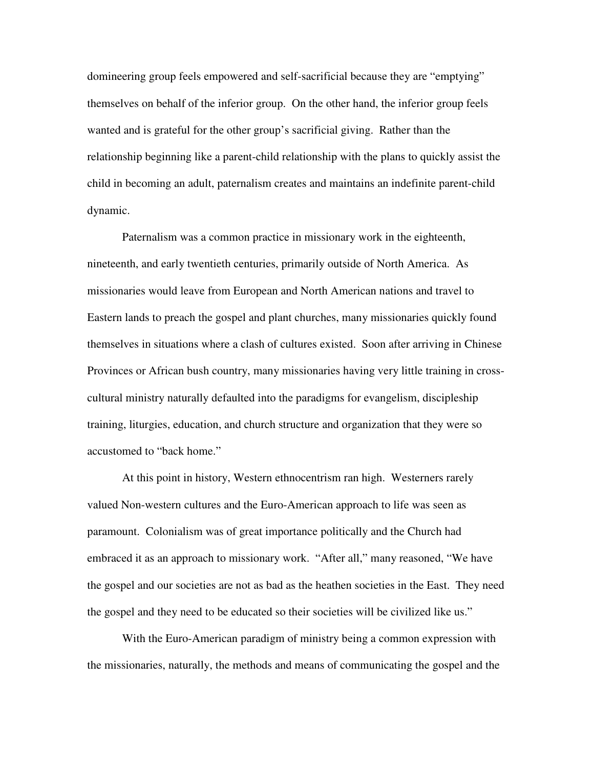domineering group feels empowered and self-sacrificial because they are "emptying" themselves on behalf of the inferior group. On the other hand, the inferior group feels wanted and is grateful for the other group's sacrificial giving. Rather than the relationship beginning like a parent-child relationship with the plans to quickly assist the child in becoming an adult, paternalism creates and maintains an indefinite parent-child dynamic.

Paternalism was a common practice in missionary work in the eighteenth, nineteenth, and early twentieth centuries, primarily outside of North America. As missionaries would leave from European and North American nations and travel to Eastern lands to preach the gospel and plant churches, many missionaries quickly found themselves in situations where a clash of cultures existed. Soon after arriving in Chinese Provinces or African bush country, many missionaries having very little training in cross-cultural ministry naturally defaulted into the paradigms for evangelism, discipleship training, liturgies, education, and church structure and organization that they were so accustomed to "back home."

At this point in history, Western ethnocentrism ran high. Westerners rarely valued Non-western cultures and the Euro-American approach to life was seen as paramount. Colonialism was of great importance politically and the Church had embraced it as an approach to missionary work. "After all," many reasoned, "We have the gospel and our societies are not as bad as the heathen societies in the East. They need the gospel and they need to be educated so their societies will be civilized like us."

With the Euro-American paradigm of ministry being a common expression with the missionaries, naturally, the methods and means of communicating the gospel and the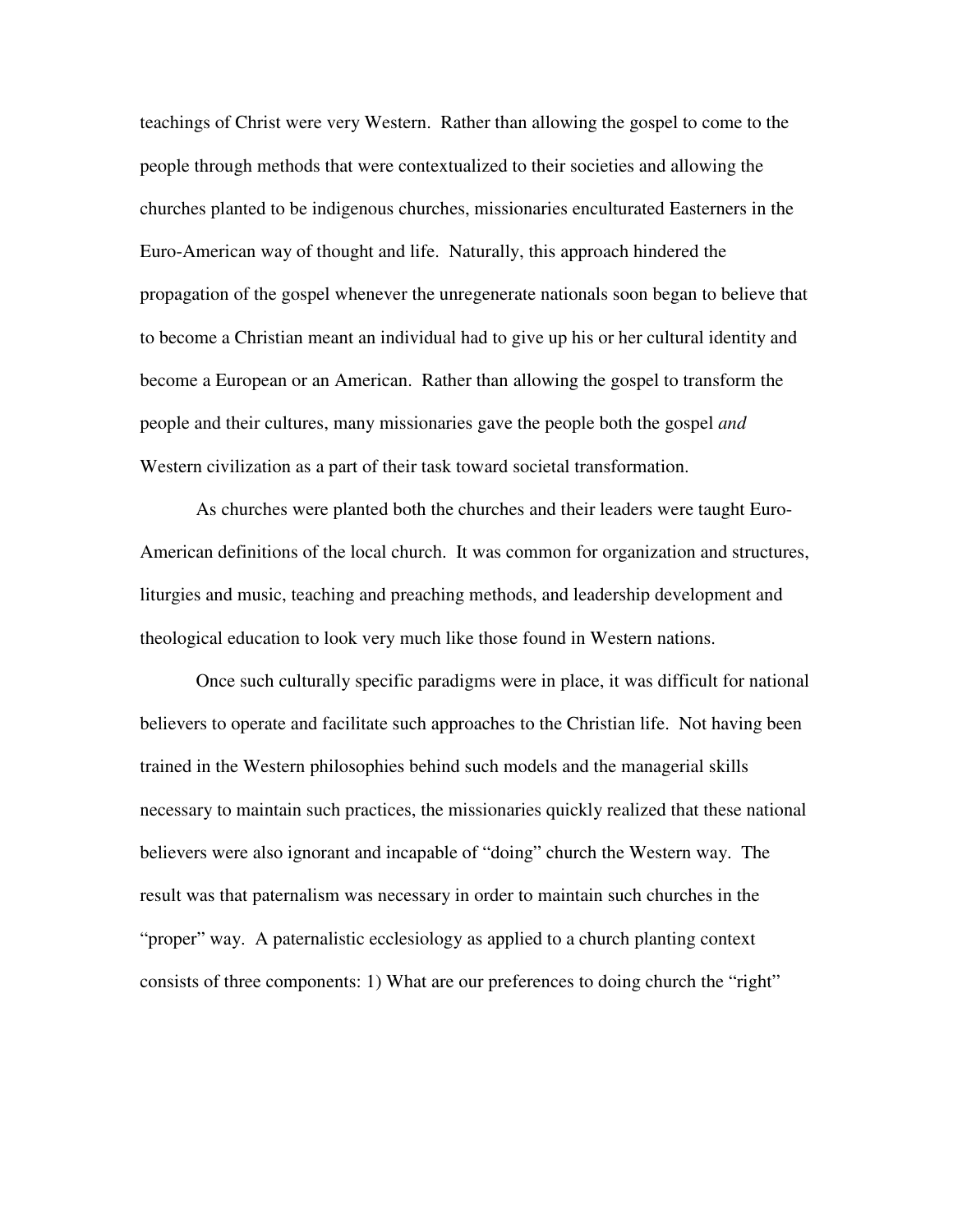teachings of Christ were very Western. Rather than allowing the gospel to come to the people through methods that were contextualized to their societies and allowing the churches planted to be indigenous churches, missionaries enculturated Easterners in the Euro-American way of thought and life. Naturally, this approach hindered the propagation of the gospel whenever the unregenerate nationals soon began to believe that to become a Christian meant an individual had to give up his or her cultural identity and become a European or an American. Rather than allowing the gospel to transform the people and their cultures, many missionaries gave the people both the gospel *and* Western civilization as a part of their task toward societal transformation.

As churches were planted both the churches and their leaders were taught Euro-American definitions of the local church. It was common for organization and structures, liturgies and music, teaching and preaching methods, and leadership development and theological education to look very much like those found in Western nations.

Once such culturally specific paradigms were in place, it was difficult for national believers to operate and facilitate such approaches to the Christian life. Not having been trained in the Western philosophies behind such models and the managerial skills necessary to maintain such practices, the missionaries quickly realized that these national believers were also ignorant and incapable of "doing" church the Western way. The result was that paternalism was necessary in order to maintain such churches in the "proper" way. A paternalistic ecclesiology as applied to a church planting context consists of three components: 1) What are our preferences to doing church the "right"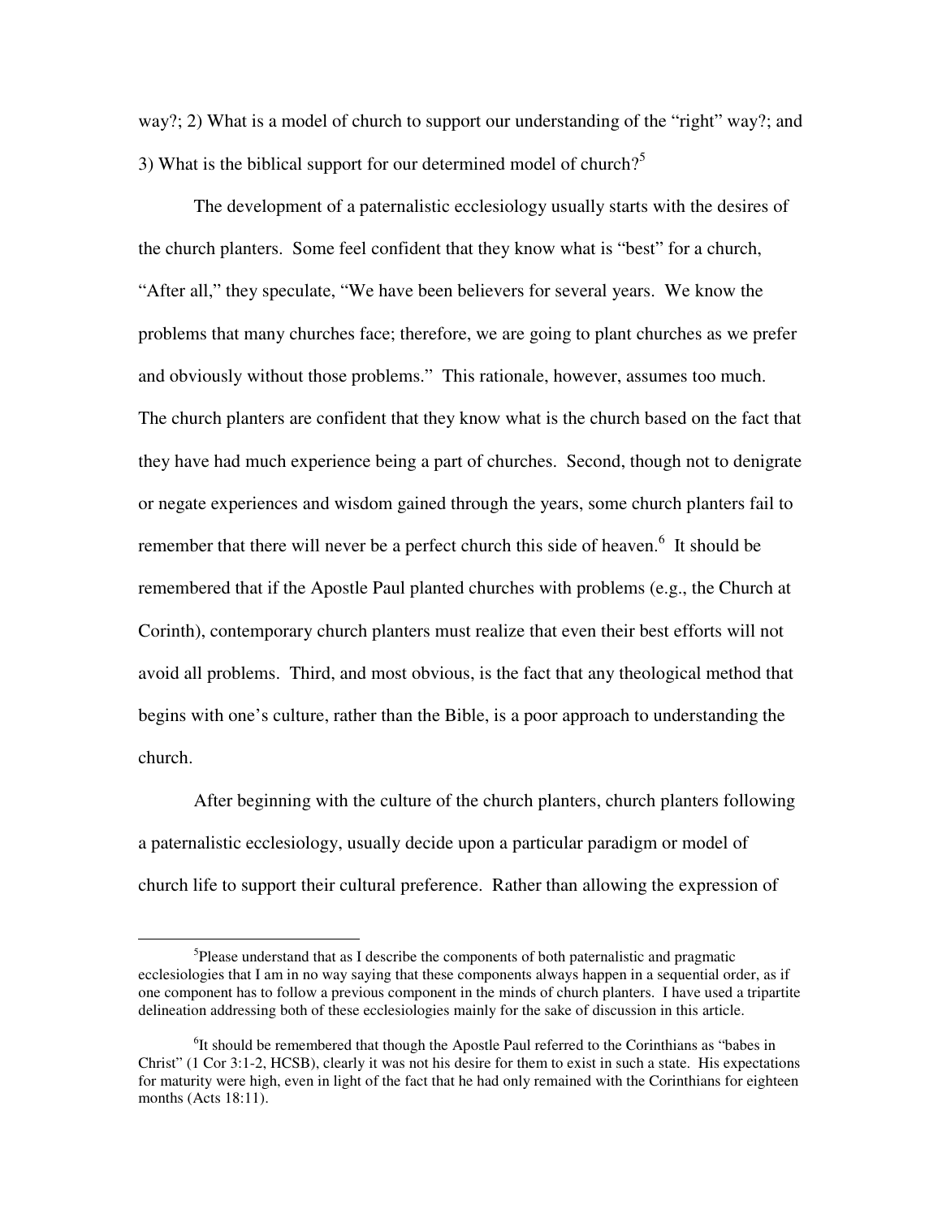way?; 2) What is a model of church to support our understanding of the "right" way?; and 3) What is the biblical support for our determined model of church?[5]

The development of a paternalistic ecclesiology usually starts with the desires of the church planters. Some feel confident that they know what is "best" for a church, "After all," they speculate, "We have been believers for several years. We know the problems that many churches face; therefore, we are going to plant churches as we prefer and obviously without those problems." This rationale, however, assumes too much. The church planters are confident that they know what is the church based on the fact that they have had much experience being a part of churches. Second, though not to denigrate or negate experiences and wisdom gained through the years, some church planters fail to remember that there will never be a perfect church this side of heaven.[6] It should be remembered that if the Apostle Paul planted churches with problems (e.g., the Church at Corinth), contemporary church planters must realize that even their best efforts will not avoid all problems. Third, and most obvious, is the fact that any theological method that begins with one's culture, rather than the Bible, is a poor approach to understanding the church.

After beginning with the culture of the church planters, church planters following a paternalistic ecclesiology, usually decide upon a particular paradigm or model of church life to support their cultural preference. Rather than allowing the expression of

---

[5]Please understand that as I describe the components of both paternalistic and pragmatic ecclesiologies that I am in no way saying that these components always happen in a sequential order, as if one component has to follow a previous component in the minds of church planters. I have used a tripartite delineation addressing both of these ecclesiologies mainly for the sake of discussion in this article.

[6]It should be remembered that though the Apostle Paul referred to the Corinthians as "babes in Christ" (1 Cor 3:1-2, HCSB), clearly it was not his desire for them to exist in such a state. His expectations for maturity were high, even in light of the fact that he had only remained with the Corinthians for eighteen months (Acts 18:11).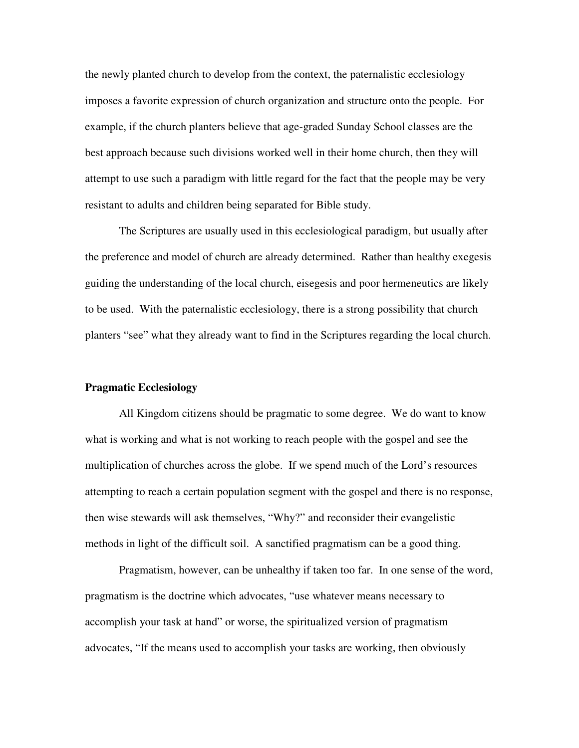the newly planted church to develop from the context, the paternalistic ecclesiology imposes a favorite expression of church organization and structure onto the people. For example, if the church planters believe that age-graded Sunday School classes are the best approach because such divisions worked well in their home church, then they will attempt to use such a paradigm with little regard for the fact that the people may be very resistant to adults and children being separated for Bible study.

The Scriptures are usually used in this ecclesiological paradigm, but usually after the preference and model of church are already determined. Rather than healthy exegesis guiding the understanding of the local church, eisegesis and poor hermeneutics are likely to be used. With the paternalistic ecclesiology, there is a strong possibility that church planters "see" what they already want to find in the Scriptures regarding the local church.

**Pragmatic Ecclesiology**

All Kingdom citizens should be pragmatic to some degree. We do want to know what is working and what is not working to reach people with the gospel and see the multiplication of churches across the globe. If we spend much of the Lord's resources attempting to reach a certain population segment with the gospel and there is no response, then wise stewards will ask themselves, "Why?" and reconsider their evangelistic methods in light of the difficult soil. A sanctified pragmatism can be a good thing.

Pragmatism, however, can be unhealthy if taken too far. In one sense of the word, pragmatism is the doctrine which advocates, "use whatever means necessary to accomplish your task at hand" or worse, the spiritualized version of pragmatism advocates, "If the means used to accomplish your tasks are working, then obviously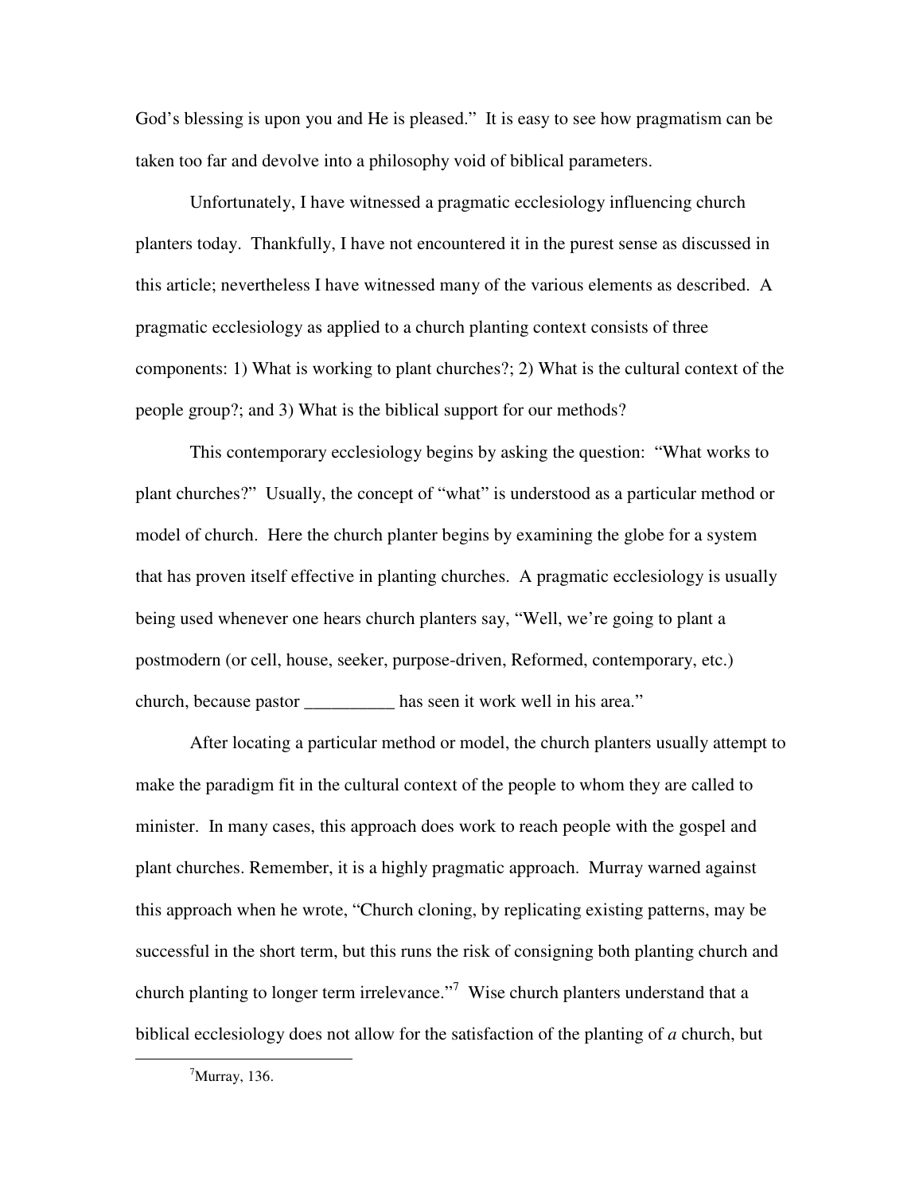God's blessing is upon you and He is pleased." It is easy to see how pragmatism can be taken too far and devolve into a philosophy void of biblical parameters.

Unfortunately, I have witnessed a pragmatic ecclesiology influencing church planters today. Thankfully, I have not encountered it in the purest sense as discussed in this article; nevertheless I have witnessed many of the various elements as described. A pragmatic ecclesiology as applied to a church planting context consists of three components: 1) What is working to plant churches?; 2) What is the cultural context of the people group?; and 3) What is the biblical support for our methods?

This contemporary ecclesiology begins by asking the question: "What works to plant churches?" Usually, the concept of "what" is understood as a particular method or model of church. Here the church planter begins by examining the globe for a system that has proven itself effective in planting churches. A pragmatic ecclesiology is usually being used whenever one hears church planters say, "Well, we're going to plant a postmodern (or cell, house, seeker, purpose-driven, Reformed, contemporary, etc.) church, because pastor __________ has seen it work well in his area."

After locating a particular method or model, the church planters usually attempt to make the paradigm fit in the cultural context of the people to whom they are called to minister. In many cases, this approach does work to reach people with the gospel and plant churches. Remember, it is a highly pragmatic approach. Murray warned against this approach when he wrote, "Church cloning, by replicating existing patterns, may be successful in the short term, but this runs the risk of consigning both planting church and church planting to longer term irrelevance."[7] Wise church planters understand that a biblical ecclesiology does not allow for the satisfaction of the planting of *a* church, but

---

[7]Murray, 136.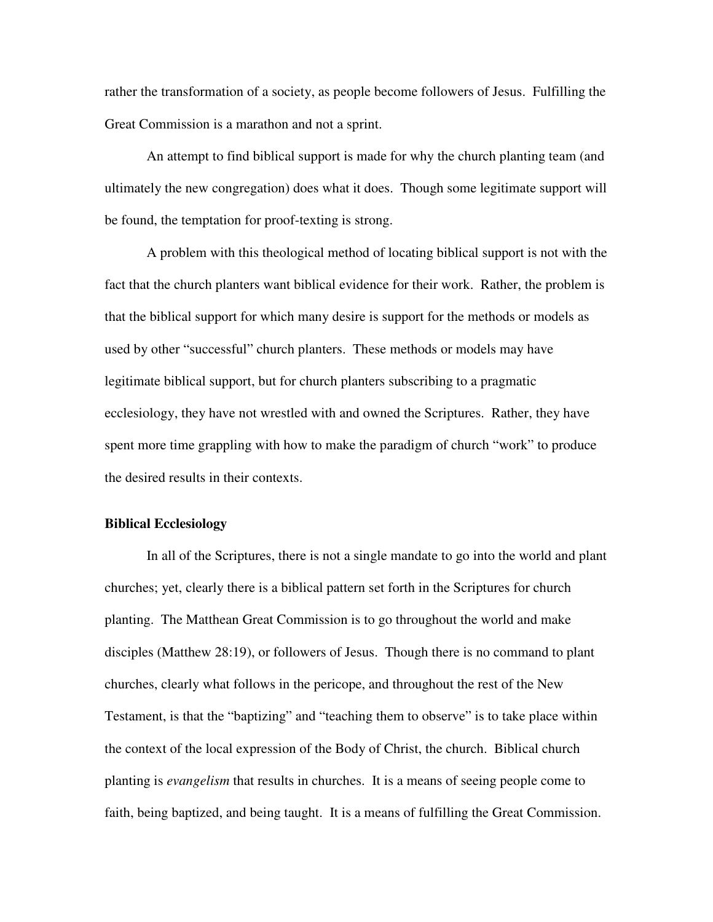rather the transformation of a society, as people become followers of Jesus. Fulfilling the Great Commission is a marathon and not a sprint.

An attempt to find biblical support is made for why the church planting team (and ultimately the new congregation) does what it does. Though some legitimate support will be found, the temptation for proof-texting is strong.

A problem with this theological method of locating biblical support is not with the fact that the church planters want biblical evidence for their work. Rather, the problem is that the biblical support for which many desire is support for the methods or models as used by other "successful" church planters. These methods or models may have legitimate biblical support, but for church planters subscribing to a pragmatic ecclesiology, they have not wrestled with and owned the Scriptures. Rather, they have spent more time grappling with how to make the paradigm of church "work" to produce the desired results in their contexts.

**Biblical Ecclesiology**

In all of the Scriptures, there is not a single mandate to go into the world and plant churches; yet, clearly there is a biblical pattern set forth in the Scriptures for church planting. The Matthean Great Commission is to go throughout the world and make disciples (Matthew 28:19), or followers of Jesus. Though there is no command to plant churches, clearly what follows in the pericope, and throughout the rest of the New Testament, is that the "baptizing" and "teaching them to observe" is to take place within the context of the local expression of the Body of Christ, the church. Biblical church planting is *evangelism* that results in churches. It is a means of seeing people come to faith, being baptized, and being taught. It is a means of fulfilling the Great Commission.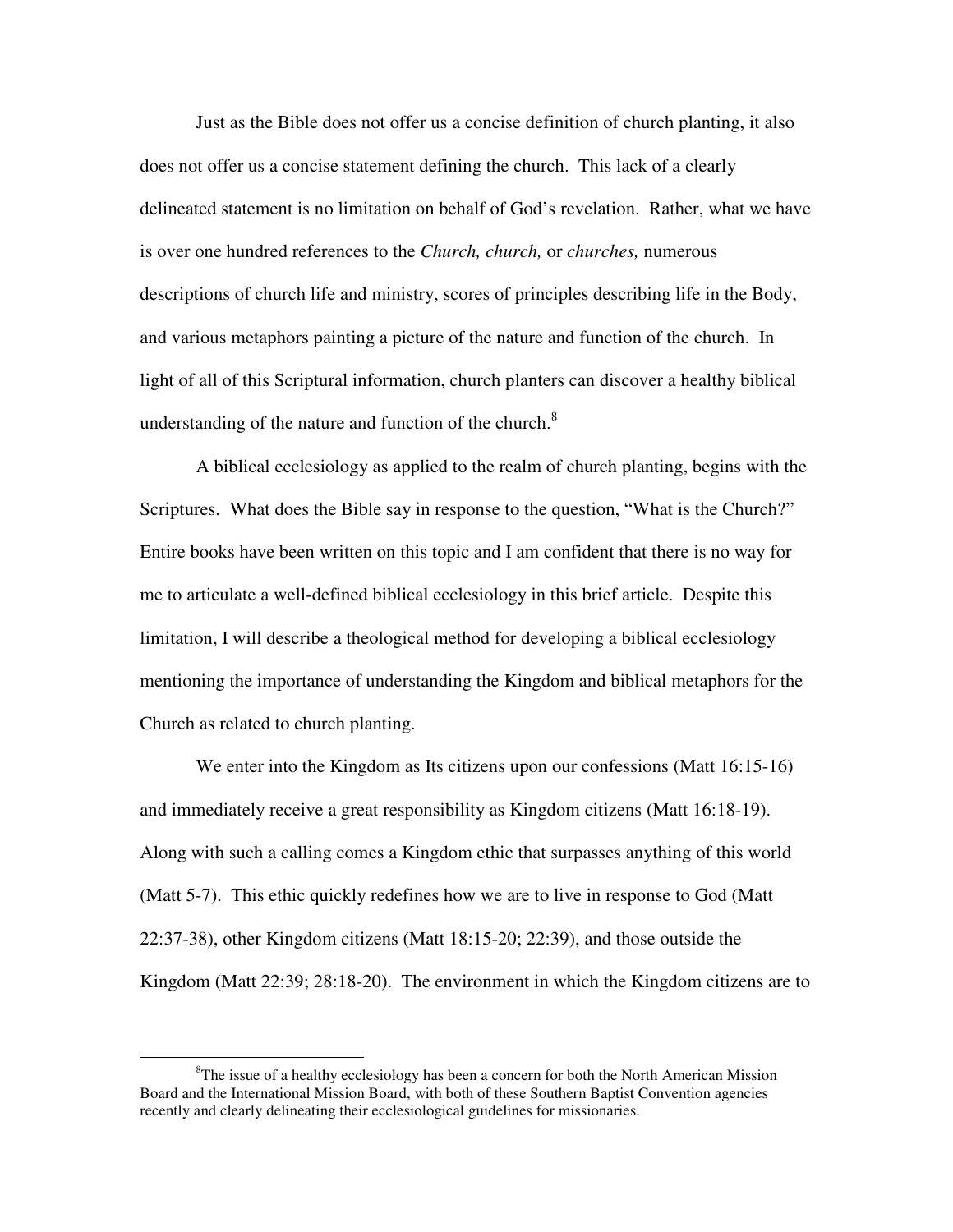Just as the Bible does not offer us a concise definition of church planting, it also does not offer us a concise statement defining the church. This lack of a clearly delineated statement is no limitation on behalf of God's revelation. Rather, what we have is over one hundred references to the *Church, church,* or *churches,* numerous descriptions of church life and ministry, scores of principles describing life in the Body, and various metaphors painting a picture of the nature and function of the church. In light of all of this Scriptural information, church planters can discover a healthy biblical understanding of the nature and function of the church.[8]

A biblical ecclesiology as applied to the realm of church planting, begins with the Scriptures. What does the Bible say in response to the question, "What is the Church?" Entire books have been written on this topic and I am confident that there is no way for me to articulate a well-defined biblical ecclesiology in this brief article. Despite this limitation, I will describe a theological method for developing a biblical ecclesiology mentioning the importance of understanding the Kingdom and biblical metaphors for the Church as related to church planting.

We enter into the Kingdom as Its citizens upon our confessions (Matt 16:15-16) and immediately receive a great responsibility as Kingdom citizens (Matt 16:18-19). Along with such a calling comes a Kingdom ethic that surpasses anything of this world (Matt 5-7). This ethic quickly redefines how we are to live in response to God (Matt 22:37-38), other Kingdom citizens (Matt 18:15-20; 22:39), and those outside the Kingdom (Matt 22:39; 28:18-20). The environment in which the Kingdom citizens are to

---

[8]The issue of a healthy ecclesiology has been a concern for both the North American Mission Board and the International Mission Board, with both of these Southern Baptist Convention agencies recently and clearly delineating their ecclesiological guidelines for missionaries.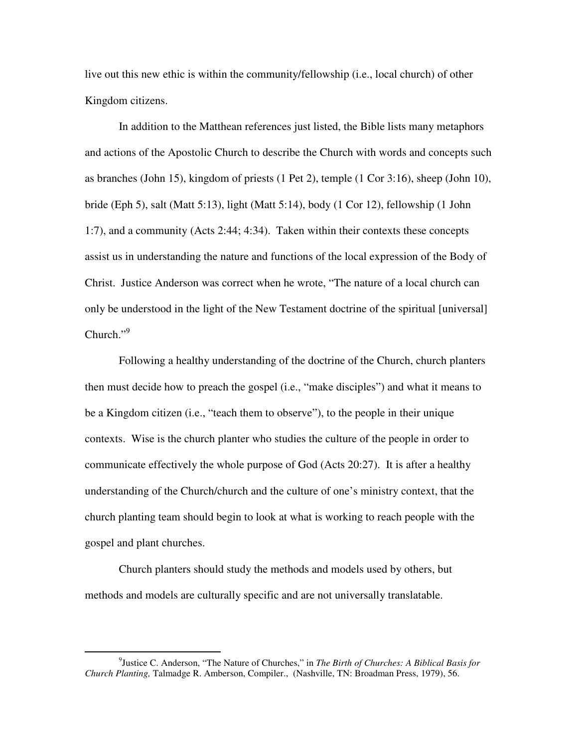live out this new ethic is within the community/fellowship (i.e., local church) of other Kingdom citizens.

In addition to the Matthean references just listed, the Bible lists many metaphors and actions of the Apostolic Church to describe the Church with words and concepts such as branches (John 15), kingdom of priests (1 Pet 2), temple (1 Cor 3:16), sheep (John 10), bride (Eph 5), salt (Matt 5:13), light (Matt 5:14), body (1 Cor 12), fellowship (1 John 1:7), and a community (Acts 2:44; 4:34). Taken within their contexts these concepts assist us in understanding the nature and functions of the local expression of the Body of Christ. Justice Anderson was correct when he wrote, "The nature of a local church can only be understood in the light of the New Testament doctrine of the spiritual [universal] Church."[9]

Following a healthy understanding of the doctrine of the Church, church planters then must decide how to preach the gospel (i.e., "make disciples") and what it means to be a Kingdom citizen (i.e., "teach them to observe"), to the people in their unique contexts. Wise is the church planter who studies the culture of the people in order to communicate effectively the whole purpose of God (Acts 20:27). It is after a healthy understanding of the Church/church and the culture of one's ministry context, that the church planting team should begin to look at what is working to reach people with the gospel and plant churches.

Church planters should study the methods and models used by others, but methods and models are culturally specific and are not universally translatable.

---

[9]Justice C. Anderson, "The Nature of Churches," in *The Birth of Churches: A Biblical Basis for Church Planting,* Talmadge R. Amberson, Compiler., (Nashville, TN: Broadman Press, 1979), 56.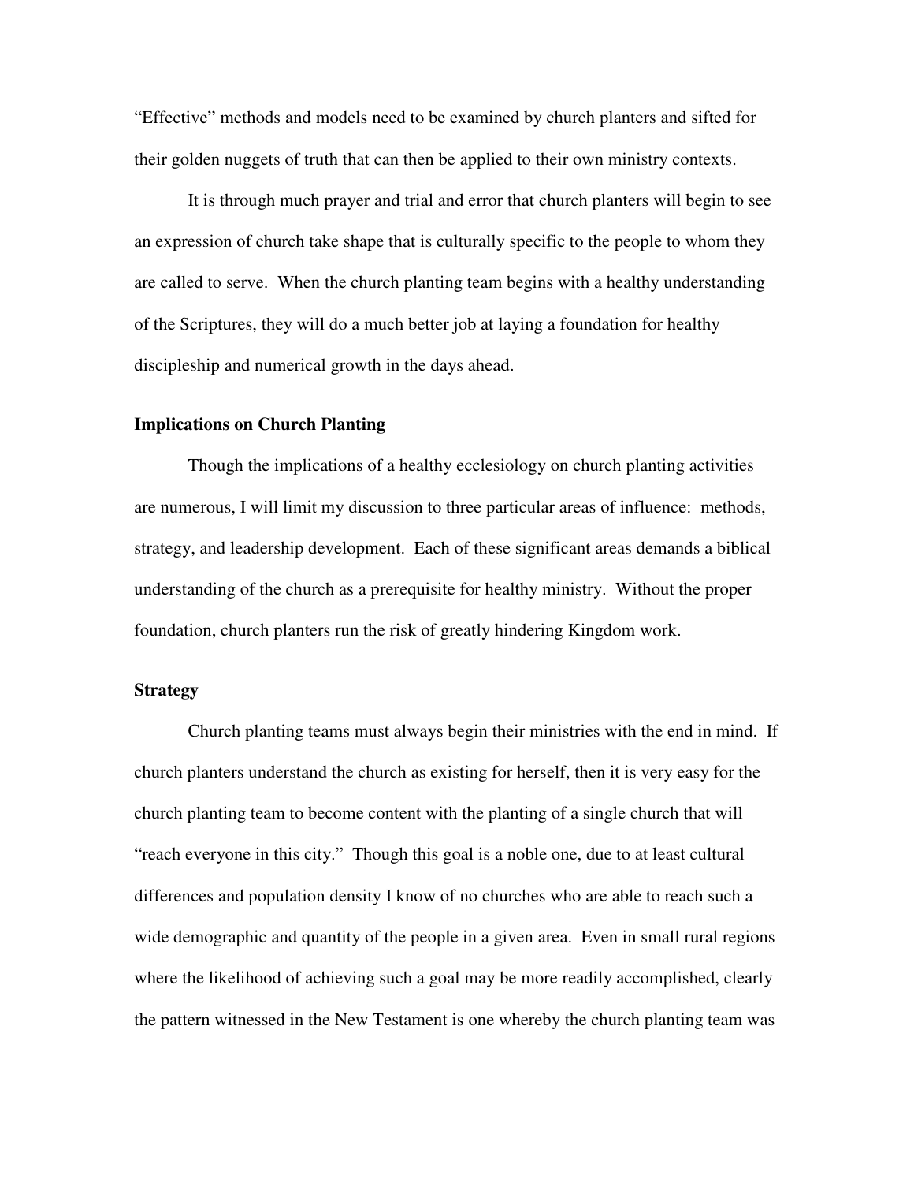"Effective" methods and models need to be examined by church planters and sifted for their golden nuggets of truth that can then be applied to their own ministry contexts.

It is through much prayer and trial and error that church planters will begin to see an expression of church take shape that is culturally specific to the people to whom they are called to serve. When the church planting team begins with a healthy understanding of the Scriptures, they will do a much better job at laying a foundation for healthy discipleship and numerical growth in the days ahead.

### Implications on Church Planting

Though the implications of a healthy ecclesiology on church planting activities are numerous, I will limit my discussion to three particular areas of influence: methods, strategy, and leadership development. Each of these significant areas demands a biblical understanding of the church as a prerequisite for healthy ministry. Without the proper foundation, church planters run the risk of greatly hindering Kingdom work.

### Strategy

Church planting teams must always begin their ministries with the end in mind. If church planters understand the church as existing for herself, then it is very easy for the church planting team to become content with the planting of a single church that will "reach everyone in this city." Though this goal is a noble one, due to at least cultural differences and population density I know of no churches who are able to reach such a wide demographic and quantity of the people in a given area. Even in small rural regions where the likelihood of achieving such a goal may be more readily accomplished, clearly the pattern witnessed in the New Testament is one whereby the church planting team was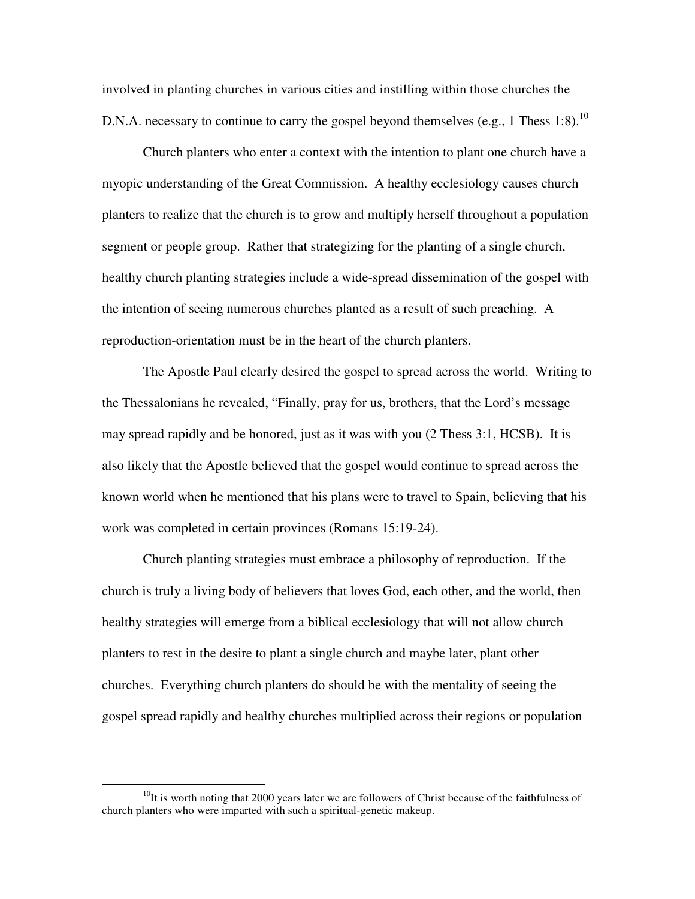involved in planting churches in various cities and instilling within those churches the D.N.A. necessary to continue to carry the gospel beyond themselves (e.g., 1 Thess 1:8).[10]

Church planters who enter a context with the intention to plant one church have a myopic understanding of the Great Commission. A healthy ecclesiology causes church planters to realize that the church is to grow and multiply herself throughout a population segment or people group. Rather that strategizing for the planting of a single church, healthy church planting strategies include a wide-spread dissemination of the gospel with the intention of seeing numerous churches planted as a result of such preaching. A reproduction-orientation must be in the heart of the church planters.

The Apostle Paul clearly desired the gospel to spread across the world. Writing to the Thessalonians he revealed, "Finally, pray for us, brothers, that the Lord's message may spread rapidly and be honored, just as it was with you (2 Thess 3:1, HCSB). It is also likely that the Apostle believed that the gospel would continue to spread across the known world when he mentioned that his plans were to travel to Spain, believing that his work was completed in certain provinces (Romans 15:19-24).

Church planting strategies must embrace a philosophy of reproduction. If the church is truly a living body of believers that loves God, each other, and the world, then healthy strategies will emerge from a biblical ecclesiology that will not allow church planters to rest in the desire to plant a single church and maybe later, plant other churches. Everything church planters do should be with the mentality of seeing the gospel spread rapidly and healthy churches multiplied across their regions or population

---

[10]It is worth noting that 2000 years later we are followers of Christ because of the faithfulness of church planters who were imparted with such a spiritual-genetic makeup.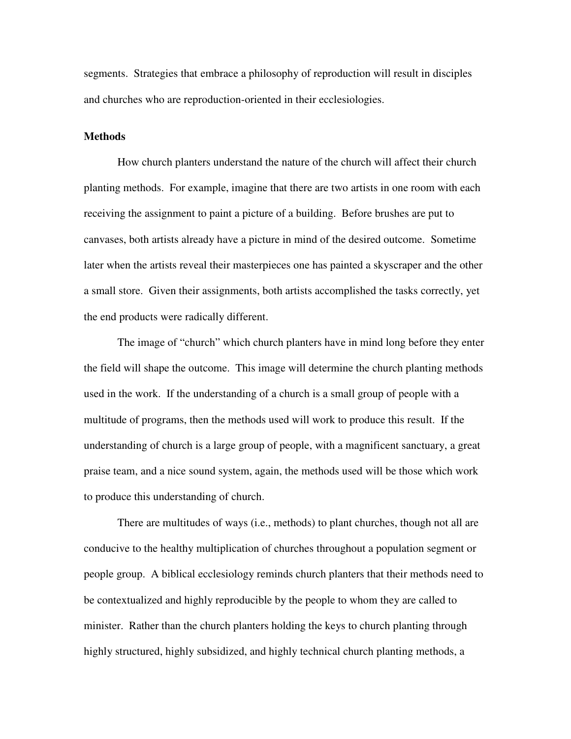segments. Strategies that embrace a philosophy of reproduction will result in disciples and churches who are reproduction-oriented in their ecclesiologies.

**Methods**

How church planters understand the nature of the church will affect their church planting methods. For example, imagine that there are two artists in one room with each receiving the assignment to paint a picture of a building. Before brushes are put to canvases, both artists already have a picture in mind of the desired outcome. Sometime later when the artists reveal their masterpieces one has painted a skyscraper and the other a small store. Given their assignments, both artists accomplished the tasks correctly, yet the end products were radically different.

The image of "church" which church planters have in mind long before they enter the field will shape the outcome. This image will determine the church planting methods used in the work. If the understanding of a church is a small group of people with a multitude of programs, then the methods used will work to produce this result. If the understanding of church is a large group of people, with a magnificent sanctuary, a great praise team, and a nice sound system, again, the methods used will be those which work to produce this understanding of church.

There are multitudes of ways (i.e., methods) to plant churches, though not all are conducive to the healthy multiplication of churches throughout a population segment or people group. A biblical ecclesiology reminds church planters that their methods need to be contextualized and highly reproducible by the people to whom they are called to minister. Rather than the church planters holding the keys to church planting through highly structured, highly subsidized, and highly technical church planting methods, a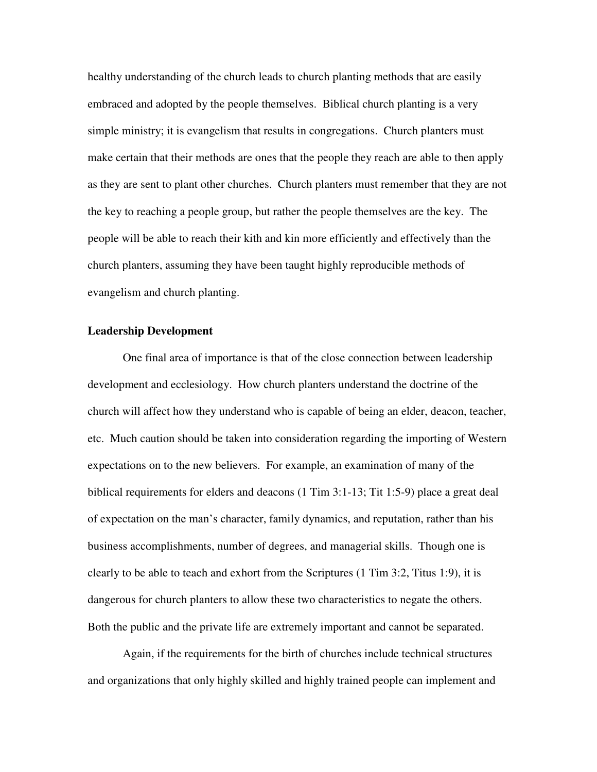healthy understanding of the church leads to church planting methods that are easily embraced and adopted by the people themselves. Biblical church planting is a very simple ministry; it is evangelism that results in congregations. Church planters must make certain that their methods are ones that the people they reach are able to then apply as they are sent to plant other churches. Church planters must remember that they are not the key to reaching a people group, but rather the people themselves are the key. The people will be able to reach their kith and kin more efficiently and effectively than the church planters, assuming they have been taught highly reproducible methods of evangelism and church planting.

**Leadership Development**

One final area of importance is that of the close connection between leadership development and ecclesiology. How church planters understand the doctrine of the church will affect how they understand who is capable of being an elder, deacon, teacher, etc. Much caution should be taken into consideration regarding the importing of Western expectations on to the new believers. For example, an examination of many of the biblical requirements for elders and deacons (1 Tim 3:1-13; Tit 1:5-9) place a great deal of expectation on the man's character, family dynamics, and reputation, rather than his business accomplishments, number of degrees, and managerial skills. Though one is clearly to be able to teach and exhort from the Scriptures (1 Tim 3:2, Titus 1:9), it is dangerous for church planters to allow these two characteristics to negate the others. Both the public and the private life are extremely important and cannot be separated.

Again, if the requirements for the birth of churches include technical structures and organizations that only highly skilled and highly trained people can implement and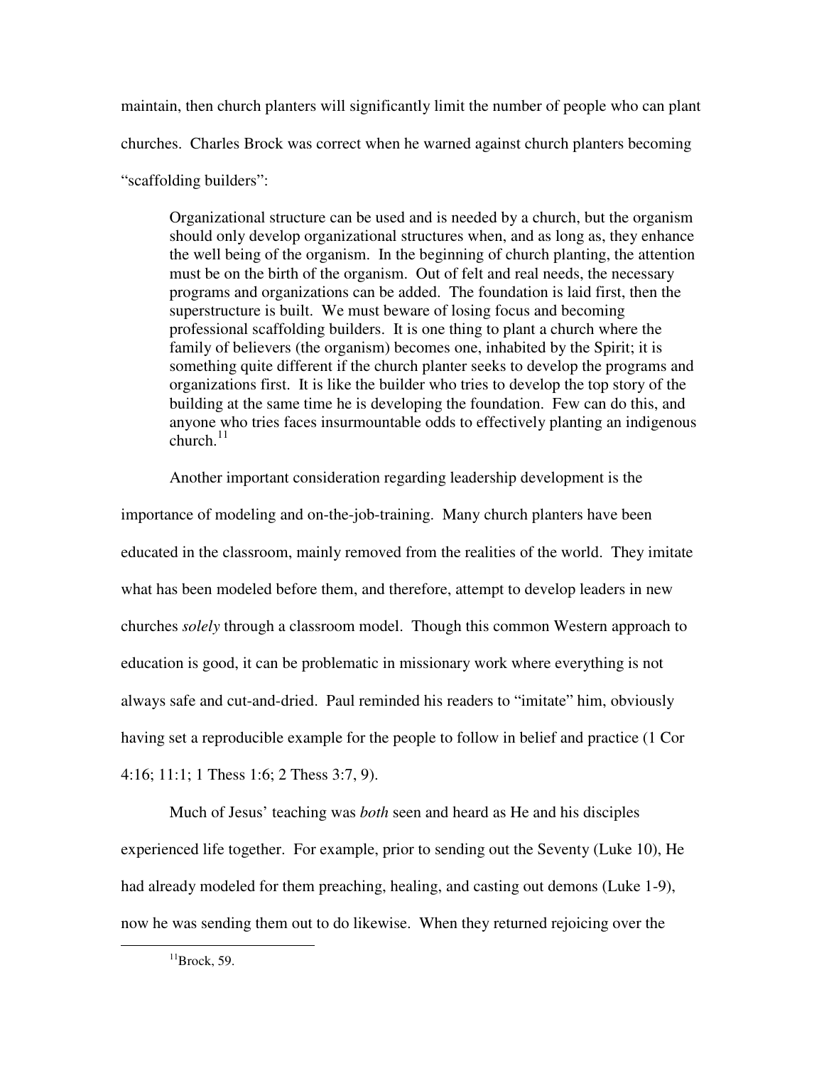maintain, then church planters will significantly limit the number of people who can plant churches. Charles Brock was correct when he warned against church planters becoming "scaffolding builders":

> Organizational structure can be used and is needed by a church, but the organism should only develop organizational structures when, and as long as, they enhance the well being of the organism. In the beginning of church planting, the attention must be on the birth of the organism. Out of felt and real needs, the necessary programs and organizations can be added. The foundation is laid first, then the superstructure is built. We must beware of losing focus and becoming professional scaffolding builders. It is one thing to plant a church where the family of believers (the organism) becomes one, inhabited by the Spirit; it is something quite different if the church planter seeks to develop the programs and organizations first. It is like the builder who tries to develop the top story of the building at the same time he is developing the foundation. Few can do this, and anyone who tries faces insurmountable odds to effectively planting an indigenous church.[11]

Another important consideration regarding leadership development is the importance of modeling and on-the-job-training. Many church planters have been educated in the classroom, mainly removed from the realities of the world. They imitate what has been modeled before them, and therefore, attempt to develop leaders in new churches *solely* through a classroom model. Though this common Western approach to education is good, it can be problematic in missionary work where everything is not always safe and cut-and-dried. Paul reminded his readers to "imitate" him, obviously having set a reproducible example for the people to follow in belief and practice (1 Cor 4:16; 11:1; 1 Thess 1:6; 2 Thess 3:7, 9).

Much of Jesus' teaching was *both* seen and heard as He and his disciples experienced life together. For example, prior to sending out the Seventy (Luke 10), He had already modeled for them preaching, healing, and casting out demons (Luke 1-9), now he was sending them out to do likewise. When they returned rejoicing over the

---

[11]Brock, 59.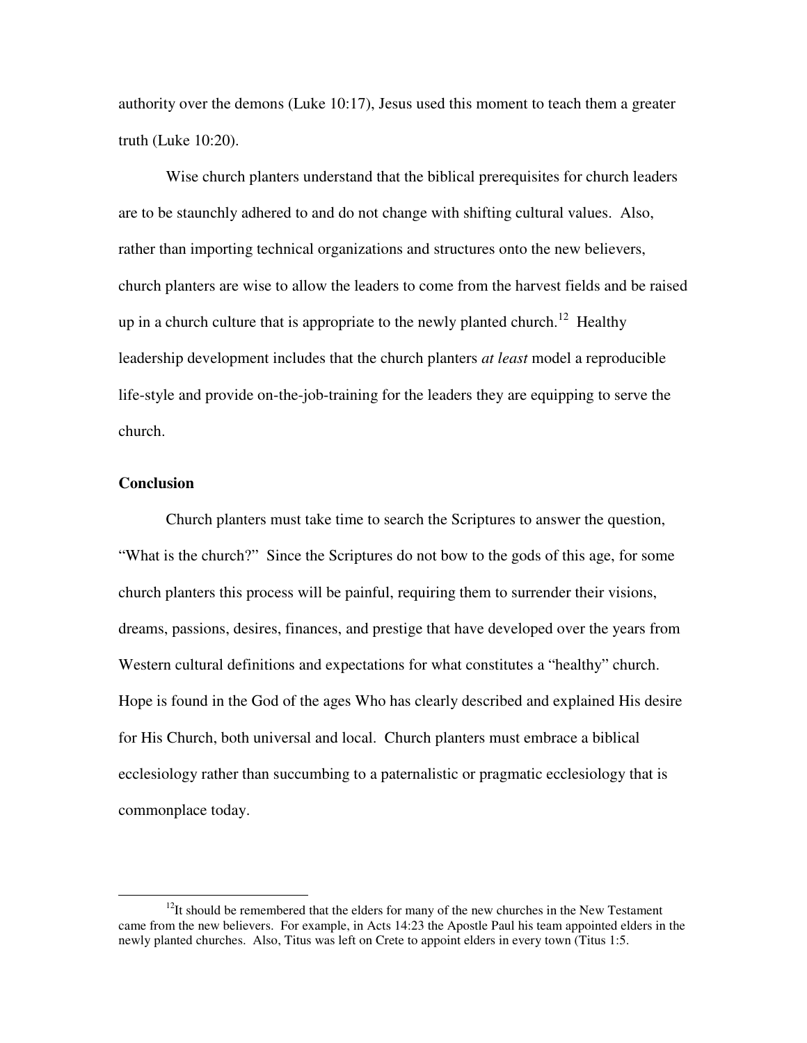authority over the demons (Luke 10:17), Jesus used this moment to teach them a greater truth (Luke 10:20).

Wise church planters understand that the biblical prerequisites for church leaders are to be staunchly adhered to and do not change with shifting cultural values. Also, rather than importing technical organizations and structures onto the new believers, church planters are wise to allow the leaders to come from the harvest fields and be raised up in a church culture that is appropriate to the newly planted church.[12] Healthy leadership development includes that the church planters *at least* model a reproducible life-style and provide on-the-job-training for the leaders they are equipping to serve the church.

**Conclusion**

Church planters must take time to search the Scriptures to answer the question, "What is the church?" Since the Scriptures do not bow to the gods of this age, for some church planters this process will be painful, requiring them to surrender their visions, dreams, passions, desires, finances, and prestige that have developed over the years from Western cultural definitions and expectations for what constitutes a "healthy" church. Hope is found in the God of the ages Who has clearly described and explained His desire for His Church, both universal and local. Church planters must embrace a biblical ecclesiology rather than succumbing to a paternalistic or pragmatic ecclesiology that is commonplace today.

---

[12]It should be remembered that the elders for many of the new churches in the New Testament came from the new believers. For example, in Acts 14:23 the Apostle Paul his team appointed elders in the newly planted churches. Also, Titus was left on Crete to appoint elders in every town (Titus 1:5.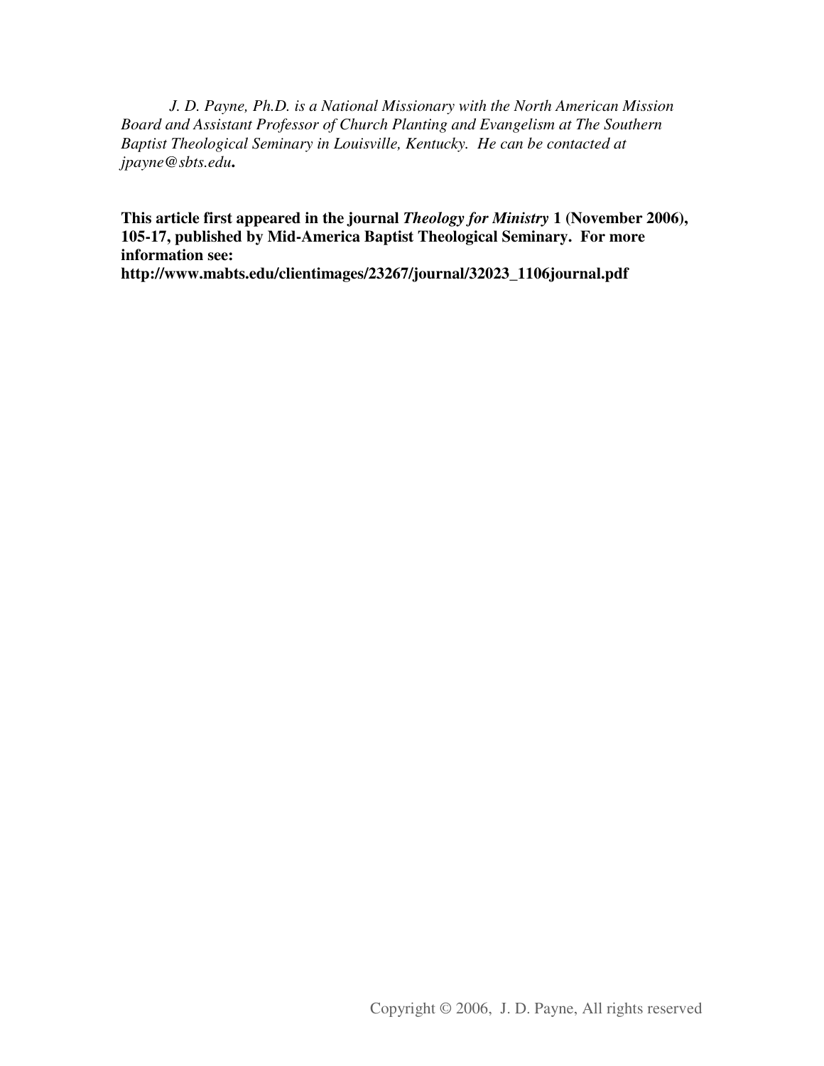*J. D. Payne, Ph.D. is a National Missionary with the North American Mission Board and Assistant Professor of Church Planting and Evangelism at The Southern Baptist Theological Seminary in Louisville, Kentucky. He can be contacted at jpayne@sbts.edu***.**

**This article first appeared in the journal *Theology for Ministry* 1 (November 2006), 105-17, published by Mid-America Baptist Theological Seminary. For more information see: http://www.mabts.edu/clientimages/23267/journal/32023_1106journal.pdf**

Copyright © 2006, J. D. Payne, All rights reserved